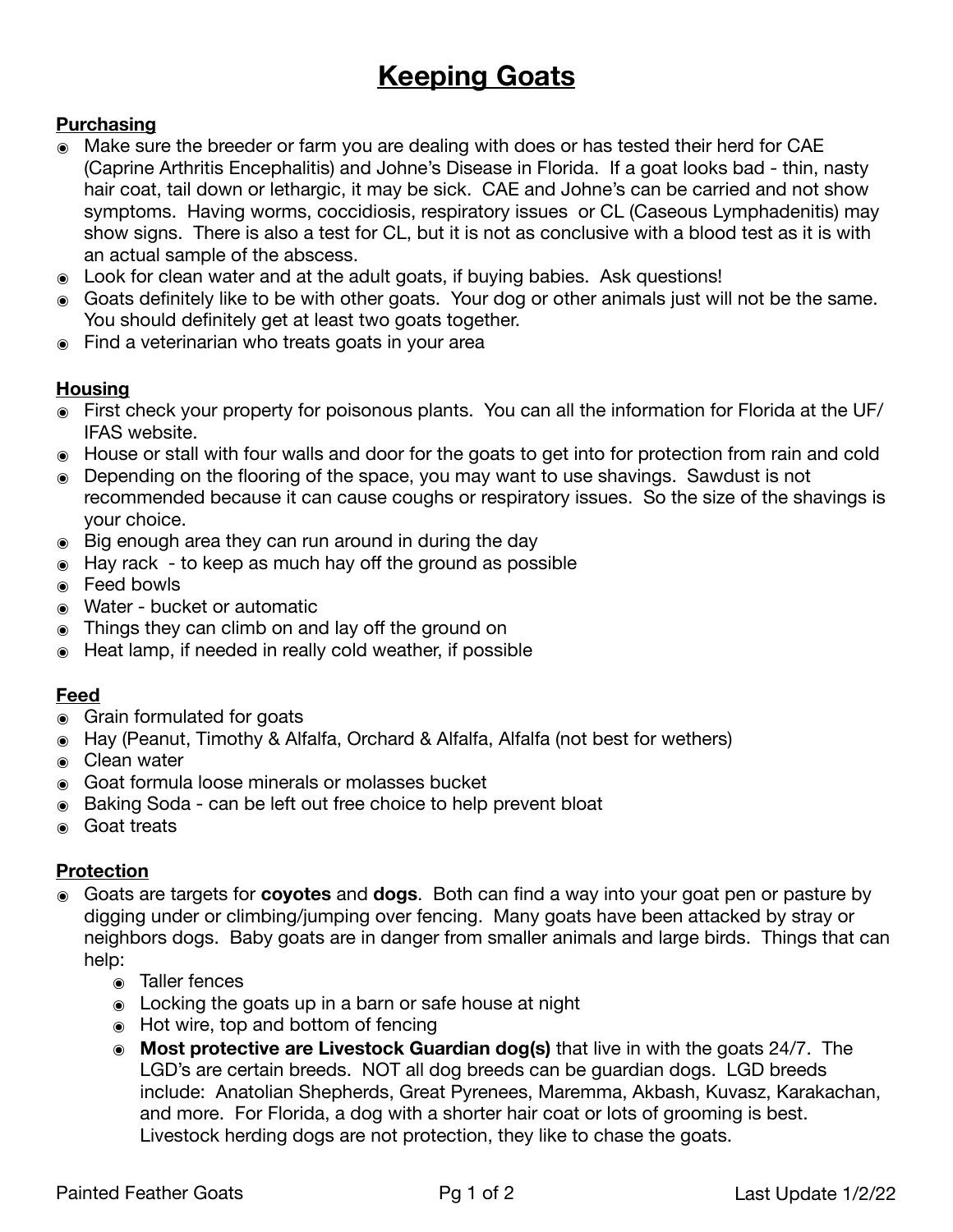# Keeping Goats

## Purchasing

- Make sure the breeder or farm you are dealing with does or has tested their herd for CAE (Caprine Arthritis Encephalitis) and Johne's Disease in Florida. If a goat looks bad - thin, nasty hair coat, tail down or lethargic, it may be sick. CAE and Johne's can be carried and not show symptoms. Having worms, coccidiosis, respiratory issues or CL (Caseous Lymphadenitis) may show signs. There is also a test for CL, but it is not as conclusive with a blood test as it is with an actual sample of the abscess.
- Look for clean water and at the adult goats, if buying babies. Ask questions!
- Goats definitely like to be with other goats. Your dog or other animals just will not be the same. You should definitely get at least two goats together.
- Find a veterinarian who treats goats in your area

## Housing

- First check your property for poisonous plants. You can all the information for Florida at the UF/IFAS website.
- House or stall with four walls and door for the goats to get into for protection from rain and cold
- Depending on the flooring of the space, you may want to use shavings. Sawdust is not recommended because it can cause coughs or respiratory issues. So the size of the shavings is your choice.
- Big enough area they can run around in during the day
- Hay rack - to keep as much hay off the ground as possible
- Feed bowls
- Water - bucket or automatic
- Things they can climb on and lay off the ground on
- Heat lamp, if needed in really cold weather, if possible

## Feed

- Grain formulated for goats
- Hay (Peanut, Timothy & Alfalfa, Orchard & Alfalfa, Alfalfa (not best for wethers)
- Clean water
- Goat formula loose minerals or molasses bucket
- Baking Soda - can be left out free choice to help prevent bloat
- Goat treats

## Protection

- Goats are targets for **coyotes** and **dogs**. Both can find a way into your goat pen or pasture by digging under or climbing/jumping over fencing. Many goats have been attacked by stray or neighbors dogs. Baby goats are in danger from smaller animals and large birds. Things that can help:
  - Taller fences
  - Locking the goats up in a barn or safe house at night
  - Hot wire, top and bottom of fencing
  - **Most protective are Livestock Guardian dog(s)** that live in with the goats 24/7. The LGD's are certain breeds. NOT all dog breeds can be guardian dogs. LGD breeds include: Anatolian Shepherds, Great Pyrenees, Maremma, Akbash, Kuvasz, Karakachan, and more. For Florida, a dog with a shorter hair coat or lots of grooming is best. Livestock herding dogs are not protection, they like to chase the goats.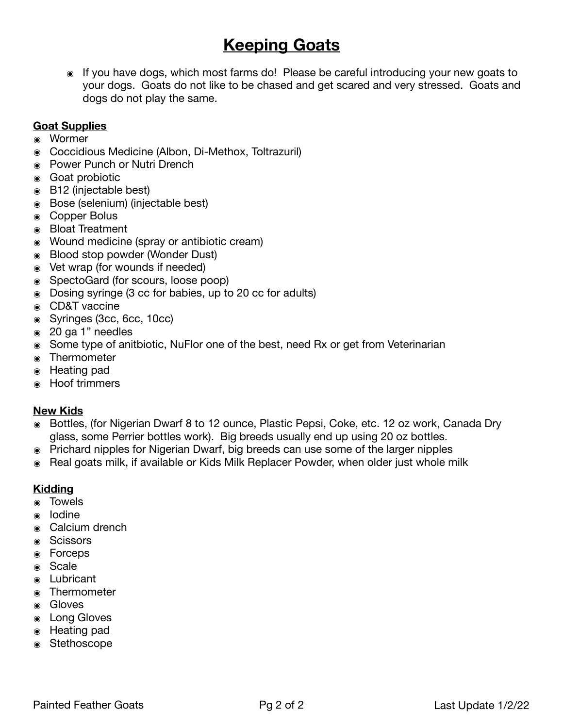# Keeping Goats

- If you have dogs, which most farms do! Please be careful introducing your new goats to your dogs. Goats do not like to be chased and get scared and very stressed. Goats and dogs do not play the same.

### Goat Supplies

- Wormer
- Coccidious Medicine (Albon, Di-Methox, Toltrazuril)
- Power Punch or Nutri Drench
- Goat probiotic
- B12 (injectable best)
- Bose (selenium) (injectable best)
- Copper Bolus
- Bloat Treatment
- Wound medicine (spray or antibiotic cream)
- Blood stop powder (Wonder Dust)
- Vet wrap (for wounds if needed)
- SpectoGard (for scours, loose poop)
- Dosing syringe (3 cc for babies, up to 20 cc for adults)
- CD&T vaccine
- Syringes (3cc, 6cc, 10cc)
- 20 ga 1" needles
- Some type of anitbiotic, NuFlor one of the best, need Rx or get from Veterinarian
- Thermometer
- Heating pad
- Hoof trimmers

### New Kids

- Bottles, (for Nigerian Dwarf 8 to 12 ounce, Plastic Pepsi, Coke, etc. 12 oz work, Canada Dry glass, some Perrier bottles work). Big breeds usually end up using 20 oz bottles.
- Prichard nipples for Nigerian Dwarf, big breeds can use some of the larger nipples
- Real goats milk, if available or Kids Milk Replacer Powder, when older just whole milk

### Kidding

- Towels
- Iodine
- Calcium drench
- Scissors
- Forceps
- Scale
- Lubricant
- Thermometer
- Gloves
- Long Gloves
- Heating pad
- Stethoscope